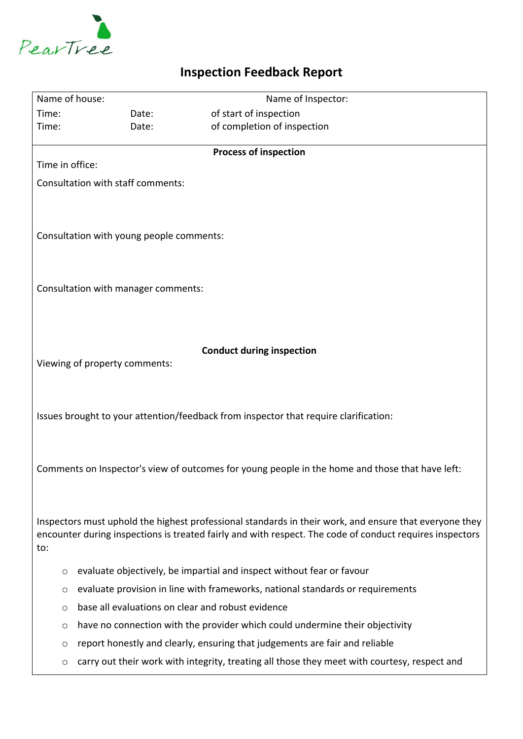PearTree

# Inspection Feedback Report

| Name of house: | | Name of Inspector: |
|---|---|---|
| Time: | Date: | of start of inspection |
| Time: | Date: | of completion of inspection |

**Process of inspection**

Time in office:

Consultation with staff comments:

Consultation with young people comments:

Consultation with manager comments:

**Conduct during inspection**

Viewing of property comments:

Issues brought to your attention/feedback from inspector that require clarification:

Comments on Inspector's view of outcomes for young people in the home and those that have left:

Inspectors must uphold the highest professional standards in their work, and ensure that everyone they encounter during inspections is treated fairly and with respect. The code of conduct requires inspectors to:

- evaluate objectively, be impartial and inspect without fear or favour
- evaluate provision in line with frameworks, national standards or requirements
- base all evaluations on clear and robust evidence
- have no connection with the provider which could undermine their objectivity
- report honestly and clearly, ensuring that judgements are fair and reliable
- carry out their work with integrity, treating all those they meet with courtesy, respect and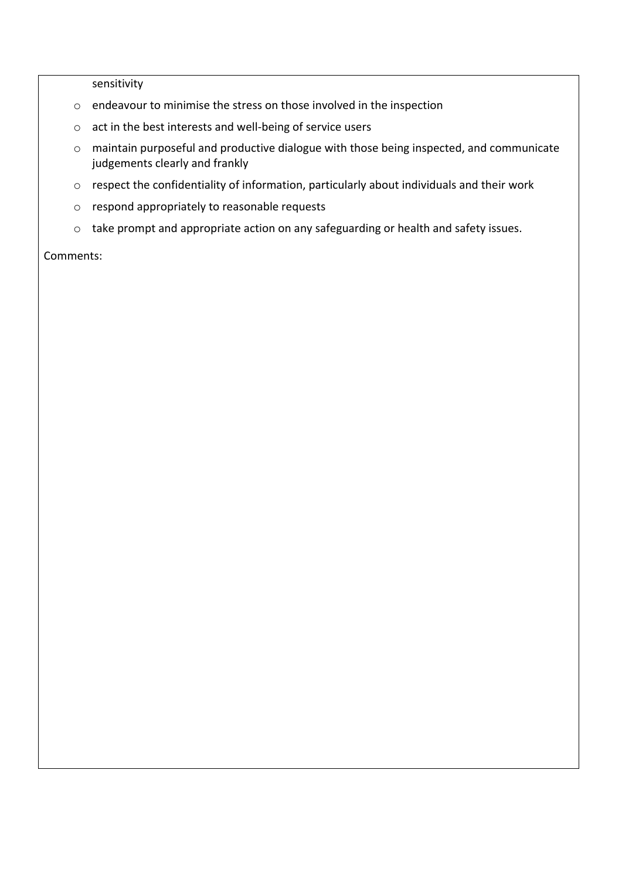sensitivity

- endeavour to minimise the stress on those involved in the inspection
- act in the best interests and well-being of service users
- maintain purposeful and productive dialogue with those being inspected, and communicate judgements clearly and frankly
- respect the confidentiality of information, particularly about individuals and their work
- respond appropriately to reasonable requests
- take prompt and appropriate action on any safeguarding or health and safety issues.

Comments: